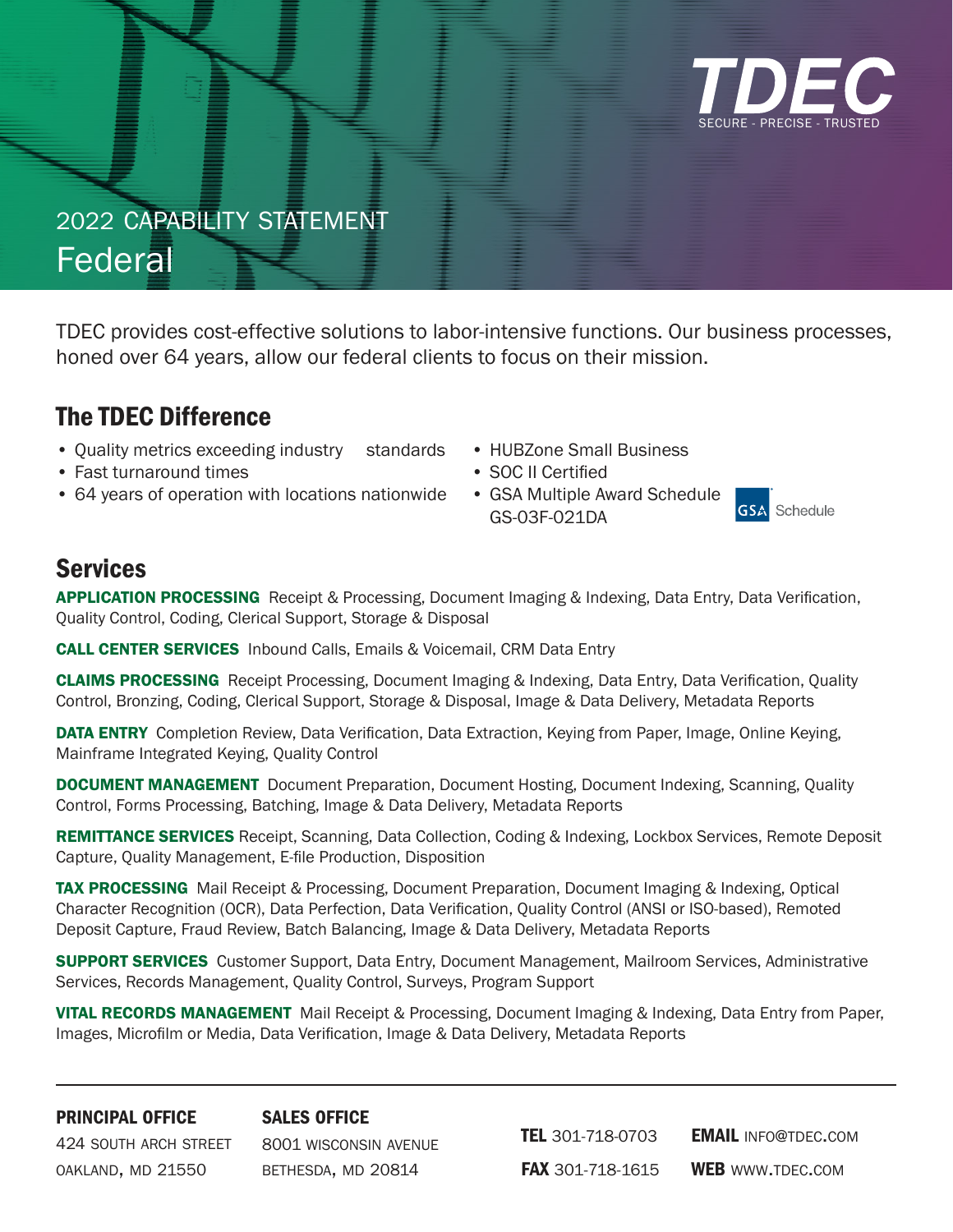TDEC

SECURE - PRECISE - TRUSTED

2022 CAPABILITY STATEMENT

# Federal

TDEC provides cost-effective solutions to labor-intensive functions. Our business processes, honed over 64 years, allow our federal clients to focus on their mission.

## The TDEC Difference

- Quality metrics exceeding industry standards
- Fast turnaround times
- 64 years of operation with locations nationwide
- HUBZone Small Business
- SOC II Certified
- GSA Multiple Award Schedule GS-03F-021DA

GSA Schedule

## Services

**APPLICATION PROCESSING** Receipt & Processing, Document Imaging & Indexing, Data Entry, Data Verification, Quality Control, Coding, Clerical Support, Storage & Disposal

**CALL CENTER SERVICES** Inbound Calls, Emails & Voicemail, CRM Data Entry

**CLAIMS PROCESSING** Receipt Processing, Document Imaging & Indexing, Data Entry, Data Verification, Quality Control, Bronzing, Coding, Clerical Support, Storage & Disposal, Image & Data Delivery, Metadata Reports

**DATA ENTRY** Completion Review, Data Verification, Data Extraction, Keying from Paper, Image, Online Keying, Mainframe Integrated Keying, Quality Control

**DOCUMENT MANAGEMENT** Document Preparation, Document Hosting, Document Indexing, Scanning, Quality Control, Forms Processing, Batching, Image & Data Delivery, Metadata Reports

**REMITTANCE SERVICES** Receipt, Scanning, Data Collection, Coding & Indexing, Lockbox Services, Remote Deposit Capture, Quality Management, E-file Production, Disposition

**TAX PROCESSING** Mail Receipt & Processing, Document Preparation, Document Imaging & Indexing, Optical Character Recognition (OCR), Data Perfection, Data Verification, Quality Control (ANSI or ISO-based), Remoted Deposit Capture, Fraud Review, Batch Balancing, Image & Data Delivery, Metadata Reports

**SUPPORT SERVICES** Customer Support, Data Entry, Document Management, Mailroom Services, Administrative Services, Records Management, Quality Control, Surveys, Program Support

**VITAL RECORDS MANAGEMENT** Mail Receipt & Processing, Document Imaging & Indexing, Data Entry from Paper, Images, Microfilm or Media, Data Verification, Image & Data Delivery, Metadata Reports

---

**PRINCIPAL OFFICE**
424 South Arch Street
Oakland, MD 21550

**SALES OFFICE**
8001 Wisconsin Avenue
Bethesda, MD 20814

**TEL** 301-718-0703
**FAX** 301-718-1615

**EMAIL** info@tdec.com
**WEB** www.tdec.com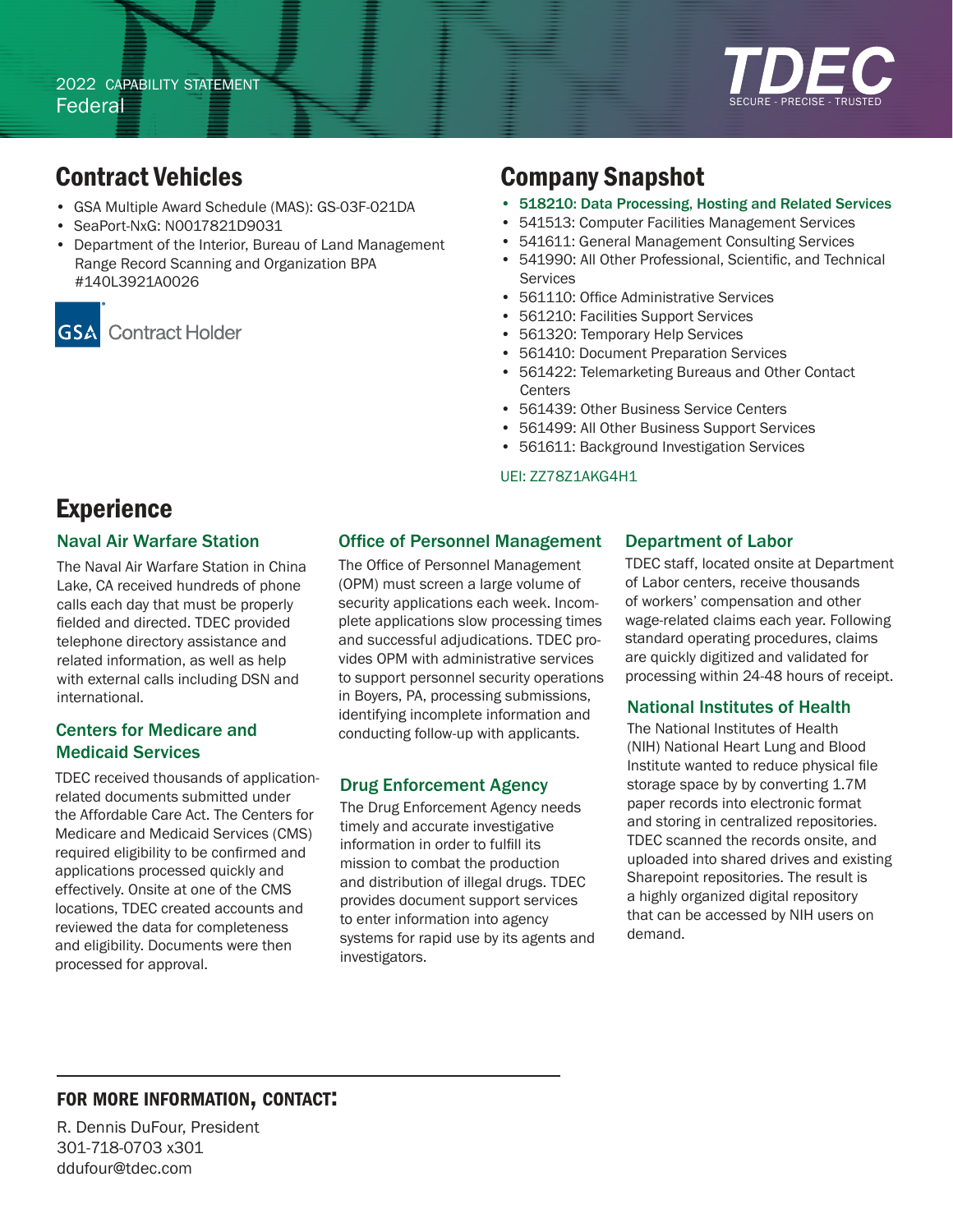2022 CAPABILITY STATEMENT
Federal

**TDEC**
SECURE - PRECISE - TRUSTED

## Contract Vehicles

- GSA Multiple Award Schedule (MAS): GS-03F-021DA
- SeaPort-NxG: N0017821D9031
- Department of the Interior, Bureau of Land Management Range Record Scanning and Organization BPA #140L3921A0026

GSA Contract Holder

## Company Snapshot

- 518210: Data Processing, Hosting and Related Services
- 541513: Computer Facilities Management Services
- 541611: General Management Consulting Services
- 541990: All Other Professional, Scientific, and Technical Services
- 561110: Office Administrative Services
- 561210: Facilities Support Services
- 561320: Temporary Help Services
- 561410: Document Preparation Services
- 561422: Telemarketing Bureaus and Other Contact Centers
- 561439: Other Business Service Centers
- 561499: All Other Business Support Services
- 561611: Background Investigation Services

UEI: ZZ78Z1AKG4H1

## Experience

### Naval Air Warfare Station

The Naval Air Warfare Station in China Lake, CA received hundreds of phone calls each day that must be properly fielded and directed. TDEC provided telephone directory assistance and related information, as well as help with external calls including DSN and international.

### Centers for Medicare and Medicaid Services

TDEC received thousands of application-related documents submitted under the Affordable Care Act. The Centers for Medicare and Medicaid Services (CMS) required eligibility to be confirmed and applications processed quickly and effectively. Onsite at one of the CMS locations, TDEC created accounts and reviewed the data for completeness and eligibility. Documents were then processed for approval.

### Office of Personnel Management

The Office of Personnel Management (OPM) must screen a large volume of security applications each week. Incomplete applications slow processing times and successful adjudications. TDEC provides OPM with administrative services to support personnel security operations in Boyers, PA, processing submissions, identifying incomplete information and conducting follow-up with applicants.

### Drug Enforcement Agency

The Drug Enforcement Agency needs timely and accurate investigative information in order to fulfill its mission to combat the production and distribution of illegal drugs. TDEC provides document support services to enter information into agency systems for rapid use by its agents and investigators.

### Department of Labor

TDEC staff, located onsite at Department of Labor centers, receive thousands of workers' compensation and other wage-related claims each year. Following standard operating procedures, claims are quickly digitized and validated for processing within 24-48 hours of receipt.

### National Institutes of Health

The National Institutes of Health (NIH) National Heart Lung and Blood Institute wanted to reduce physical file storage space by by converting 1.7M paper records into electronic format and storing in centralized repositories. TDEC scanned the records onsite, and uploaded into shared drives and existing Sharepoint repositories. The result is a highly organized digital repository that can be accessed by NIH users on demand.

## FOR MORE INFORMATION, CONTACT:

R. Dennis DuFour, President
301-718-0703 x301
ddufour@tdec.com